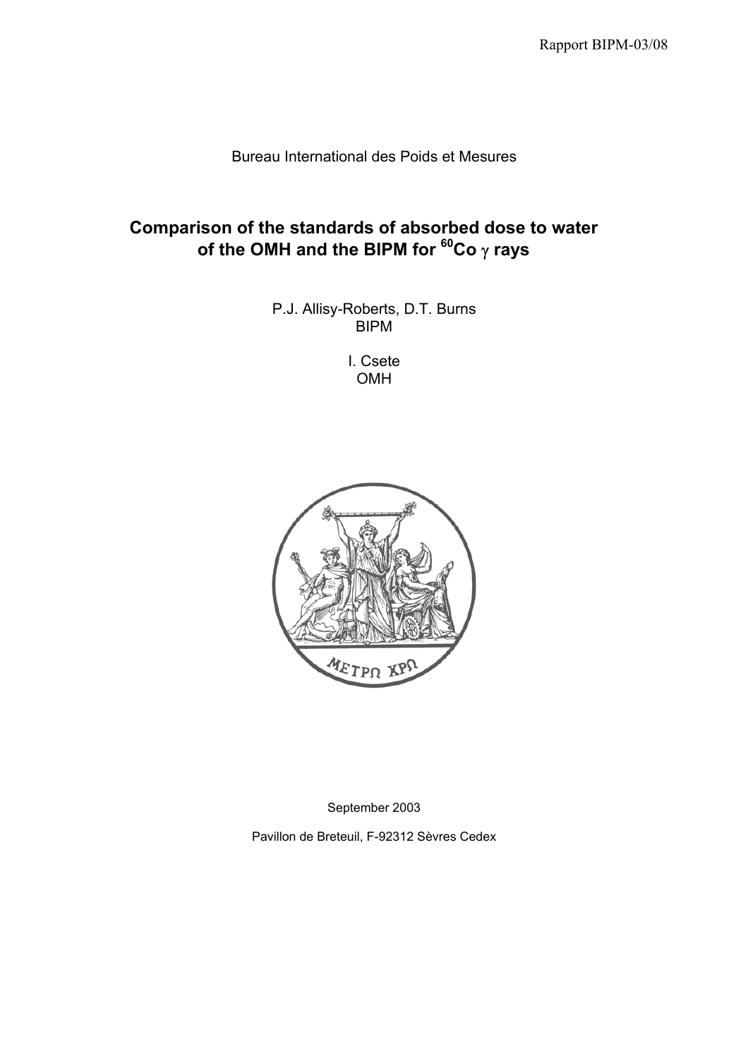Rapport BIPM-03/08

Bureau International des Poids et Mesures

# Comparison of the standards of absorbed dose to water of the OMH and the BIPM for $^{60}$Co $\gamma$ rays

P.J. Allisy-Roberts, D.T. Burns
BIPM

I. Csete
OMH

September 2003

Pavillon de Breteuil, F-92312 Sèvres Cedex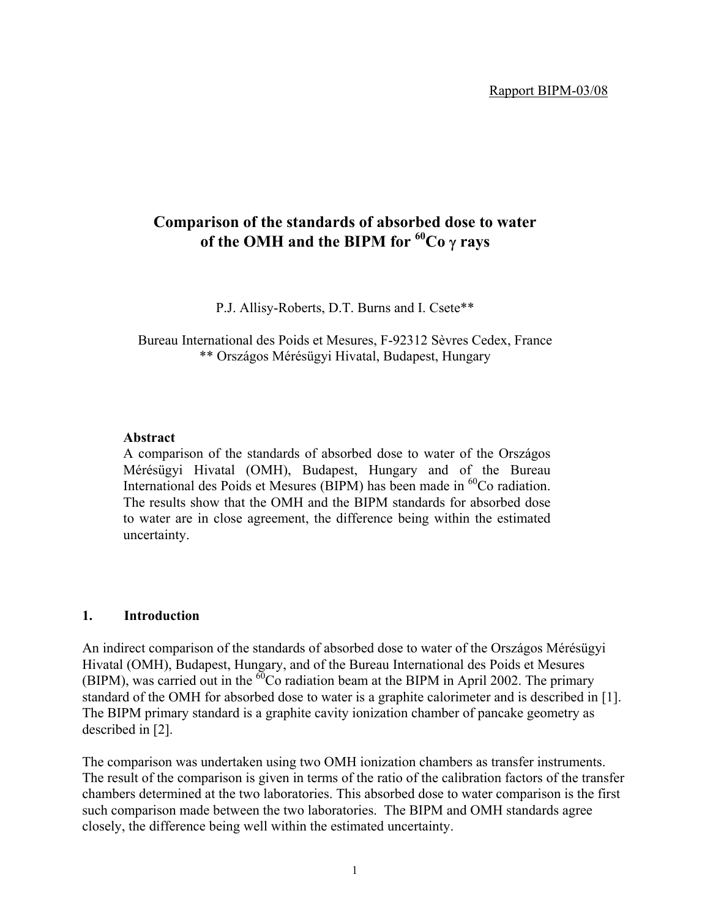Rapport BIPM-03/08

# Comparison of the standards of absorbed dose to water of the OMH and the BIPM for $^{60}$Co $\gamma$ rays

P.J. Allisy-Roberts, D.T. Burns and I. Csete**

Bureau International des Poids et Mesures, F-92312 Sèvres Cedex, France
** Országos Mérésügyi Hivatal, Budapest, Hungary

**Abstract**

A comparison of the standards of absorbed dose to water of the Országos Mérésügyi Hivatal (OMH), Budapest, Hungary and of the Bureau International des Poids et Mesures (BIPM) has been made in $^{60}$Co radiation. The results show that the OMH and the BIPM standards for absorbed dose to water are in close agreement, the difference being within the estimated uncertainty.

## 1. Introduction

An indirect comparison of the standards of absorbed dose to water of the Országos Mérésügyi Hivatal (OMH), Budapest, Hungary, and of the Bureau International des Poids et Mesures (BIPM), was carried out in the $^{60}$Co radiation beam at the BIPM in April 2002. The primary standard of the OMH for absorbed dose to water is a graphite calorimeter and is described in [1]. The BIPM primary standard is a graphite cavity ionization chamber of pancake geometry as described in [2].

The comparison was undertaken using two OMH ionization chambers as transfer instruments. The result of the comparison is given in terms of the ratio of the calibration factors of the transfer chambers determined at the two laboratories. This absorbed dose to water comparison is the first such comparison made between the two laboratories. The BIPM and OMH standards agree closely, the difference being well within the estimated uncertainty.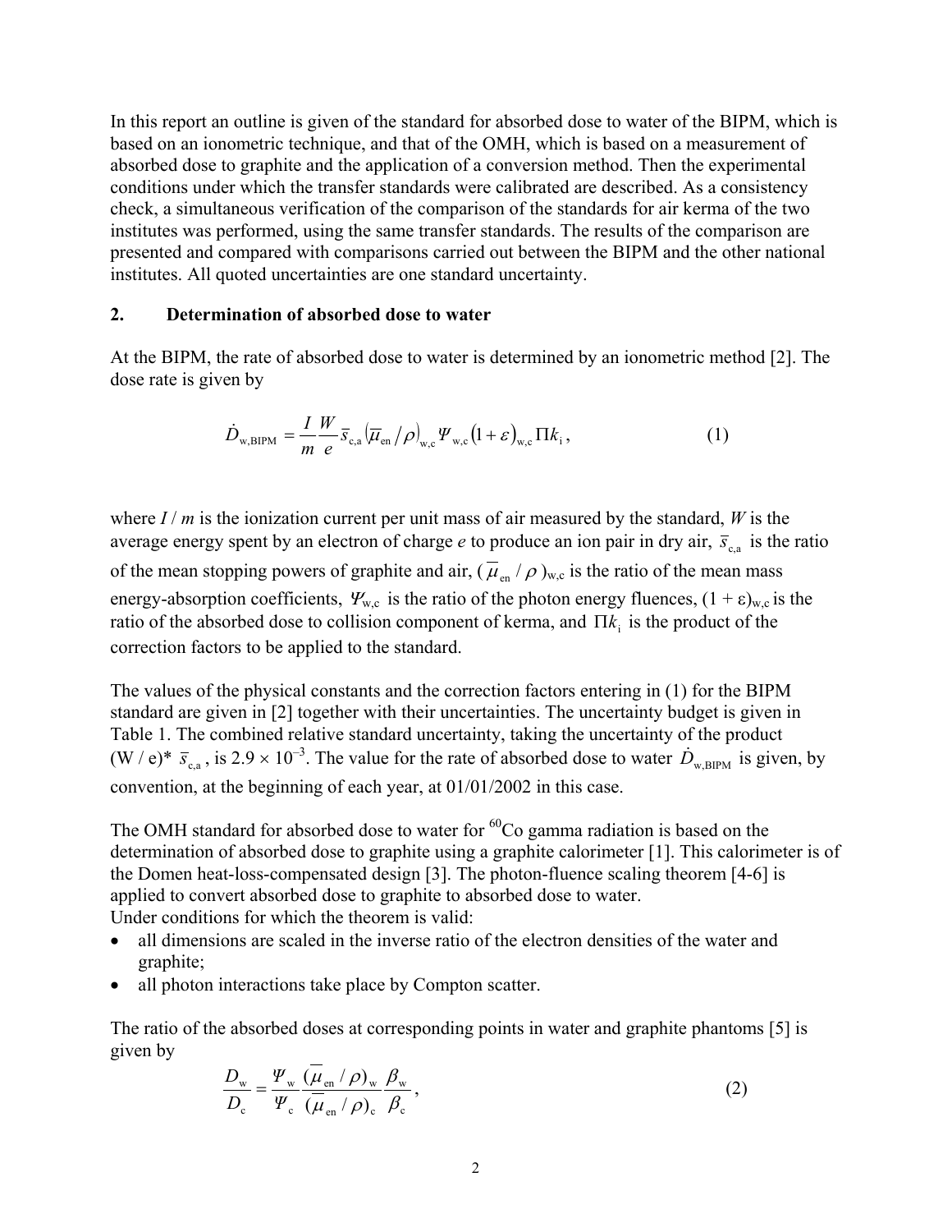In this report an outline is given of the standard for absorbed dose to water of the BIPM, which is based on an ionometric technique, and that of the OMH, which is based on a measurement of absorbed dose to graphite and the application of a conversion method. Then the experimental conditions under which the transfer standards were calibrated are described. As a consistency check, a simultaneous verification of the comparison of the standards for air kerma of the two institutes was performed, using the same transfer standards. The results of the comparison are presented and compared with comparisons carried out between the BIPM and the other national institutes. All quoted uncertainties are one standard uncertainty.

## 2. Determination of absorbed dose to water

At the BIPM, the rate of absorbed dose to water is determined by an ionometric method [2]. The dose rate is given by

$$\dot{D}_{\mathrm{w,BIPM}} = \frac{I}{m}\frac{W}{e}\bar{s}_{\mathrm{c,a}}\left(\bar{\mu}_{\mathrm{en}}/\rho\right)_{\mathrm{w,c}}\Psi_{\mathrm{w,c}}\left(1+\varepsilon\right)_{\mathrm{w,c}}\Pi k_{\mathrm{i}}\,, \tag{1}$$

where $I / m$ is the ionization current per unit mass of air measured by the standard, $W$ is the average energy spent by an electron of charge $e$ to produce an ion pair in dry air, $\bar{s}_{\mathrm{c,a}}$ is the ratio of the mean stopping powers of graphite and air, $(\bar{\mu}_{\mathrm{en}} / \rho)_{\mathrm{w,c}}$ is the ratio of the mean mass energy-absorption coefficients, $\Psi_{\mathrm{w,c}}$ is the ratio of the photon energy fluences, $(1 + \varepsilon)_{\mathrm{w,c}}$ is the ratio of the absorbed dose to collision component of kerma, and $\Pi k_{\mathrm{i}}$ is the product of the correction factors to be applied to the standard.

The values of the physical constants and the correction factors entering in (1) for the BIPM standard are given in [2] together with their uncertainties. The uncertainty budget is given in Table 1. The combined relative standard uncertainty, taking the uncertainty of the product $(W / e)^* \bar{s}_{\mathrm{c,a}}$, is $2.9 \times 10^{-3}$. The value for the rate of absorbed dose to water $\dot{D}_{\mathrm{w,BIPM}}$ is given, by convention, at the beginning of each year, at 01/01/2002 in this case.

The OMH standard for absorbed dose to water for $^{60}$Co gamma radiation is based on the determination of absorbed dose to graphite using a graphite calorimeter [1]. This calorimeter is of the Domen heat-loss-compensated design [3]. The photon-fluence scaling theorem [4-6] is applied to convert absorbed dose to graphite to absorbed dose to water.
Under conditions for which the theorem is valid:

- all dimensions are scaled in the inverse ratio of the electron densities of the water and graphite;
- all photon interactions take place by Compton scatter.

The ratio of the absorbed doses at corresponding points in water and graphite phantoms [5] is given by

$$\frac{D_{\mathrm{w}}}{D_{\mathrm{c}}} = \frac{\Psi_{\mathrm{w}}}{\Psi_{\mathrm{c}}}\frac{(\bar{\mu}_{\mathrm{en}}/\rho)_{\mathrm{w}}}{(\bar{\mu}_{\mathrm{en}}/\rho)_{\mathrm{c}}}\frac{\beta_{\mathrm{w}}}{\beta_{\mathrm{c}}}\,, \tag{2}$$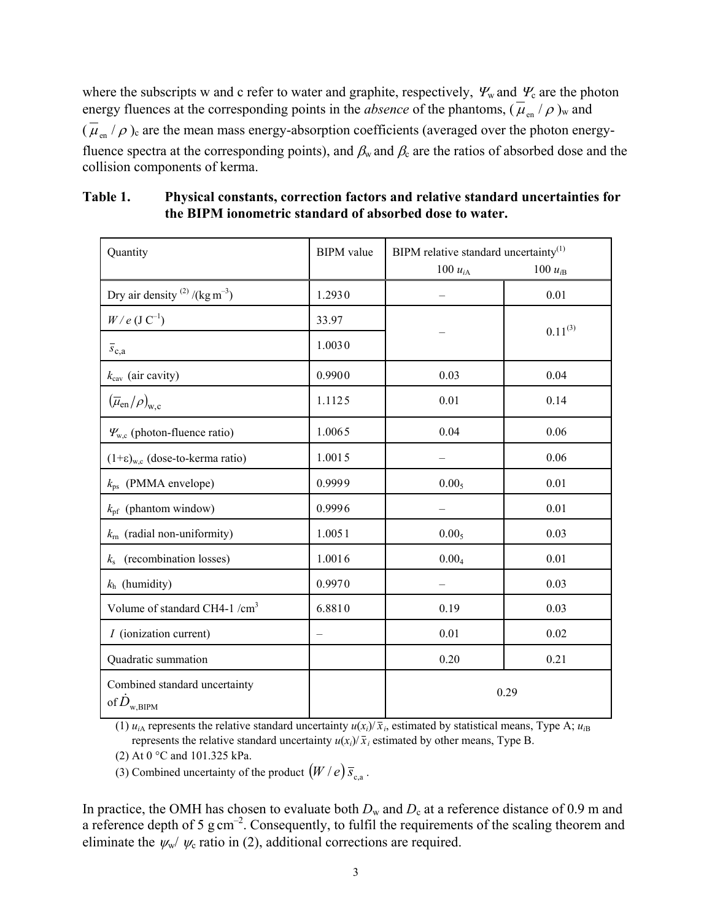where the subscripts w and c refer to water and graphite, respectively, $\Psi_w$ and $\Psi_c$ are the photon energy fluences at the corresponding points in the *absence* of the phantoms, $(\overline{\mu}_{en} / \rho)_w$ and $(\overline{\mu}_{en} / \rho)_c$ are the mean mass energy-absorption coefficients (averaged over the photon energy-fluence spectra at the corresponding points), and $\beta_w$ and $\beta_c$ are the ratios of absorbed dose and the collision components of kerma.

**Table 1. Physical constants, correction factors and relative standard uncertainties for the BIPM ionometric standard of absorbed dose to water.**

| Quantity | BIPM value | BIPM relative standard uncertainty[1] $100\, u_{iA}$ | $100\, u_{iB}$ |
|---|---|---|---|
| Dry air density [2] /(kg m$^{-3}$) | 1.2930 | – | 0.01 |
| $W / e$ (J C$^{-1}$) | 33.97 | – | 0.11[3] |
| $\bar{s}_{c,a}$ | 1.0030 | | |
| $k_{cav}$ (air cavity) | 0.9900 | 0.03 | 0.04 |
| $(\overline{\mu}_{en}/\rho)_{w,c}$ | 1.1125 | 0.01 | 0.14 |
| $\Psi_{w,c}$ (photon-fluence ratio) | 1.0065 | 0.04 | 0.06 |
| $(1+\varepsilon)_{w,c}$ (dose-to-kerma ratio) | 1.0015 | – | 0.06 |
| $k_{ps}$ (PMMA envelope) | 0.9999 | $0.00_5$ | 0.01 |
| $k_{pf}$ (phantom window) | 0.9996 | – | 0.01 |
| $k_{rn}$ (radial non-uniformity) | 1.0051 | $0.00_5$ | 0.03 |
| $k_s$ (recombination losses) | 1.0016 | $0.00_4$ | 0.01 |
| $k_h$ (humidity) | 0.9970 | – | 0.03 |
| Volume of standard CH4-1 /cm$^3$ | 6.8810 | 0.19 | 0.03 |
| $I$ (ionization current) | – | 0.01 | 0.02 |
| Quadratic summation | | 0.20 | 0.21 |
| Combined standard uncertainty of $\dot{D}_{w,BIPM}$ | | 0.29 | |

(1) $u_{iA}$ represents the relative standard uncertainty $u(x_i)/\bar{x}_i$, estimated by statistical means, Type A; $u_{iB}$ represents the relative standard uncertainty $u(x_i)/\bar{x}_i$ estimated by other means, Type B.

(2) At 0 °C and 101.325 kPa.

(3) Combined uncertainty of the product $(W/e)\,\bar{s}_{c,a}$ .

In practice, the OMH has chosen to evaluate both $D_w$ and $D_c$ at a reference distance of 0.9 m and a reference depth of 5 g cm$^{-2}$. Consequently, to fulfil the requirements of the scaling theorem and eliminate the $\psi_w / \psi_c$ ratio in (2), additional corrections are required.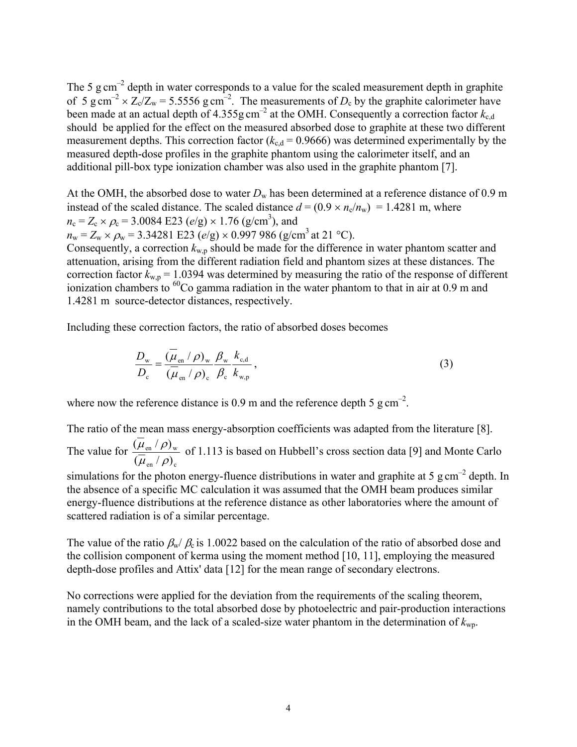The 5 $\text{g cm}^{-2}$ depth in water corresponds to a value for the scaled measurement depth in graphite of 5 $\text{g cm}^{-2} \times Z_c/Z_w = 5.5556$ $\text{g cm}^{-2}$. The measurements of $D_c$ by the graphite calorimeter have been made at an actual depth of 4.355 $\text{g cm}^{-2}$ at the OMH. Consequently a correction factor $k_{c,d}$ should be applied for the effect on the measured absorbed dose to graphite at these two different measurement depths. This correction factor ($k_{c,d} = 0.9666$) was determined experimentally by the measured depth-dose profiles in the graphite phantom using the calorimeter itself, and an additional pill-box type ionization chamber was also used in the graphite phantom [7].

At the OMH, the absorbed dose to water $D_w$ has been determined at a reference distance of 0.9 m instead of the scaled distance. The scaled distance $d = (0.9 \times n_c/n_w) = 1.4281$ m, where
$n_c = Z_c \times \rho_c = 3.0084$ E23 ($e$/g) $\times$ 1.76 (g/cm$^3$), and
$n_w = Z_w \times \rho_w = 3.34281$ E23 ($e$/g) $\times$ 0.997 986 (g/cm$^3$ at 21 °C).
Consequently, a correction $k_{w,p}$ should be made for the difference in water phantom scatter and attenuation, arising from the different radiation field and phantom sizes at these distances. The correction factor $k_{w,p} = 1.0394$ was determined by measuring the ratio of the response of different ionization chambers to $^{60}$Co gamma radiation in the water phantom to that in air at 0.9 m and 1.4281 m source-detector distances, respectively.

Including these correction factors, the ratio of absorbed doses becomes

$$\frac{D_w}{D_c} = \frac{(\overline{\mu}_{en}/\rho)_w}{(\overline{\mu}_{en}/\rho)_c} \frac{\beta_w}{\beta_c} \frac{k_{c,d}}{k_{w,p}}, \tag{3}$$

where now the reference distance is 0.9 m and the reference depth 5 $\text{g cm}^{-2}$.

The ratio of the mean mass energy-absorption coefficients was adapted from the literature [8]. The value for $\frac{(\overline{\mu}_{en}/\rho)_w}{(\overline{\mu}_{en}/\rho)_c}$ of 1.113 is based on Hubbell's cross section data [9] and Monte Carlo simulations for the photon energy-fluence distributions in water and graphite at 5 $\text{g cm}^{-2}$ depth. In the absence of a specific MC calculation it was assumed that the OMH beam produces similar energy-fluence distributions at the reference distance as other laboratories where the amount of scattered radiation is of a similar percentage.

The value of the ratio $\beta_w/\beta_c$ is 1.0022 based on the calculation of the ratio of absorbed dose and the collision component of kerma using the moment method [10, 11], employing the measured depth-dose profiles and Attix' data [12] for the mean range of secondary electrons.

No corrections were applied for the deviation from the requirements of the scaling theorem, namely contributions to the total absorbed dose by photoelectric and pair-production interactions in the OMH beam, and the lack of a scaled-size water phantom in the determination of $k_{wp}$.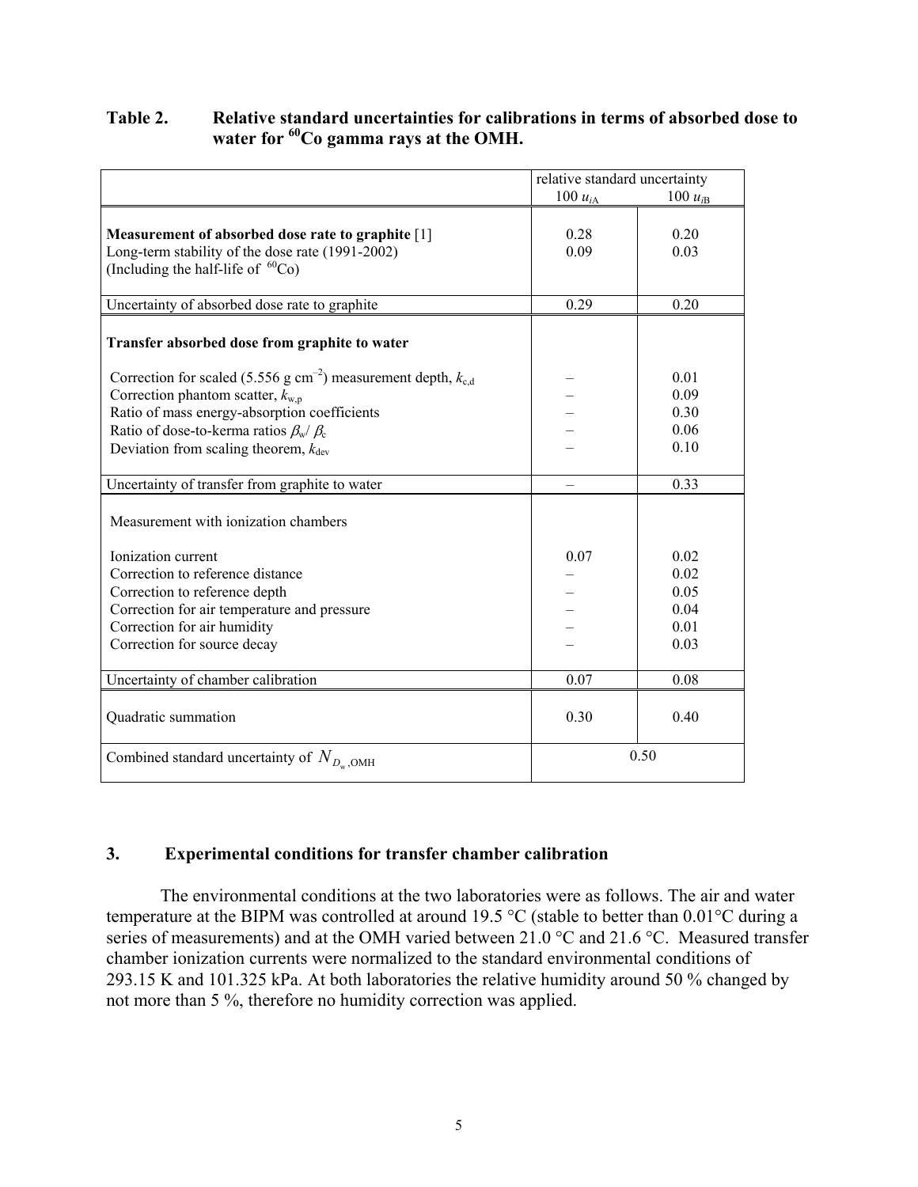**Table 2. Relative standard uncertainties for calibrations in terms of absorbed dose to water for $^{60}$Co gamma rays at the OMH.**

| | relative standard uncertainty | |
|---|---|---|
| | $100\, u_{iA}$ | $100\, u_{iB}$ |
| **Measurement of absorbed dose rate to graphite** [1] | 0.28 | 0.20 |
| Long-term stability of the dose rate (1991-2002) (Including the half-life of $^{60}$Co) | 0.09 | 0.03 |
| Uncertainty of absorbed dose rate to graphite | 0.29 | 0.20 |
| **Transfer absorbed dose from graphite to water** | | |
| Correction for scaled (5.556 g cm$^{-2}$) measurement depth, $k_{c,d}$ | – | 0.01 |
| Correction phantom scatter, $k_{w,p}$ | – | 0.09 |
| Ratio of mass energy-absorption coefficients | – | 0.30 |
| Ratio of dose-to-kerma ratios $\beta_w / \beta_c$ | – | 0.06 |
| Deviation from scaling theorem, $k_{dev}$ | – | 0.10 |
| Uncertainty of transfer from graphite to water | – | 0.33 |
| Measurement with ionization chambers | | |
| Ionization current | 0.07 | 0.02 |
| Correction to reference distance | – | 0.02 |
| Correction to reference depth | – | 0.05 |
| Correction for air temperature and pressure | – | 0.04 |
| Correction for air humidity | – | 0.01 |
| Correction for source decay | – | 0.03 |
| Uncertainty of chamber calibration | 0.07 | 0.08 |
| Quadratic summation | 0.30 | 0.40 |
| Combined standard uncertainty of $N_{D_w,\mathrm{OMH}}$ | 0.50 | |

## 3. Experimental conditions for transfer chamber calibration

The environmental conditions at the two laboratories were as follows. The air and water temperature at the BIPM was controlled at around 19.5 °C (stable to better than 0.01°C during a series of measurements) and at the OMH varied between 21.0 °C and 21.6 °C. Measured transfer chamber ionization currents were normalized to the standard environmental conditions of 293.15 K and 101.325 kPa. At both laboratories the relative humidity around 50 % changed by not more than 5 %, therefore no humidity correction was applied.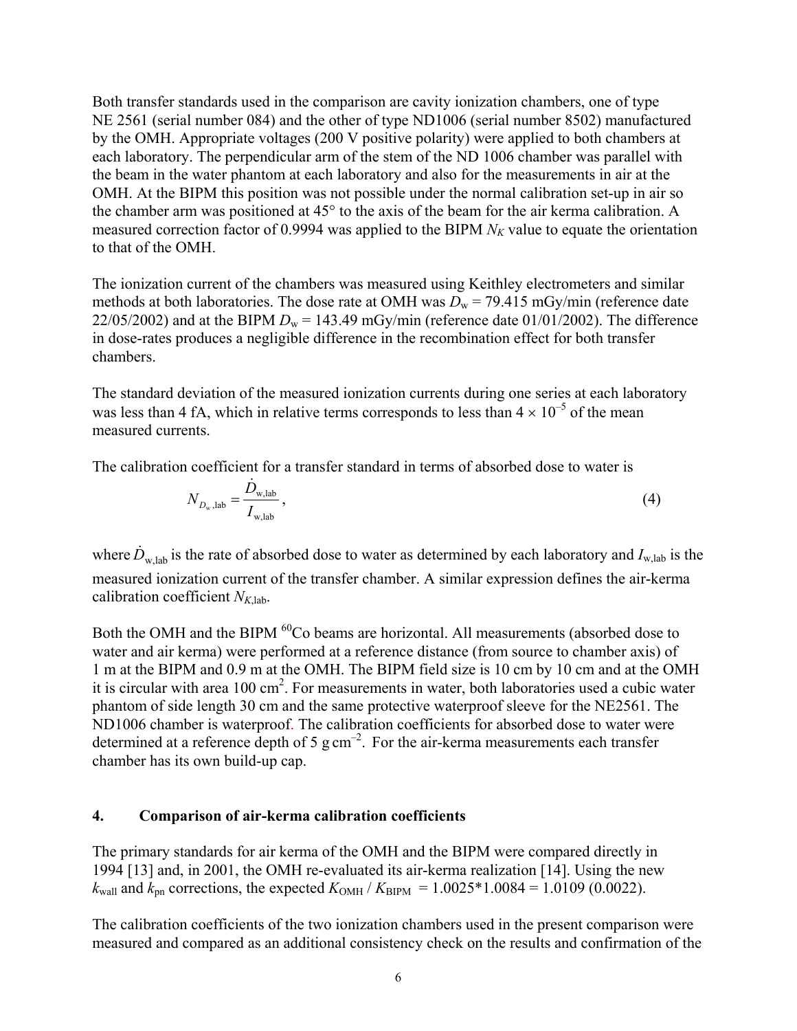Both transfer standards used in the comparison are cavity ionization chambers, one of type NE 2561 (serial number 084) and the other of type ND1006 (serial number 8502) manufactured by the OMH. Appropriate voltages (200 V positive polarity) were applied to both chambers at each laboratory. The perpendicular arm of the stem of the ND 1006 chamber was parallel with the beam in the water phantom at each laboratory and also for the measurements in air at the OMH. At the BIPM this position was not possible under the normal calibration set-up in air so the chamber arm was positioned at 45° to the axis of the beam for the air kerma calibration. A measured correction factor of 0.9994 was applied to the BIPM $N_K$ value to equate the orientation to that of the OMH.

The ionization current of the chambers was measured using Keithley electrometers and similar methods at both laboratories. The dose rate at OMH was $D_w$ = 79.415 mGy/min (reference date 22/05/2002) and at the BIPM $D_w$ = 143.49 mGy/min (reference date 01/01/2002). The difference in dose-rates produces a negligible difference in the recombination effect for both transfer chambers.

The standard deviation of the measured ionization currents during one series at each laboratory was less than 4 fA, which in relative terms corresponds to less than $4 \times 10^{-5}$ of the mean measured currents.

The calibration coefficient for a transfer standard in terms of absorbed dose to water is

$$N_{D_w,\text{lab}} = \frac{\dot{D}_{\text{w,lab}}}{I_{\text{w,lab}}}, \qquad (4)$$

where $\dot{D}_{\text{w,lab}}$ is the rate of absorbed dose to water as determined by each laboratory and $I_{\text{w,lab}}$ is the measured ionization current of the transfer chamber. A similar expression defines the air-kerma calibration coefficient $N_{K,\text{lab}}$.

Both the OMH and the BIPM $^{60}$Co beams are horizontal. All measurements (absorbed dose to water and air kerma) were performed at a reference distance (from source to chamber axis) of 1 m at the BIPM and 0.9 m at the OMH. The BIPM field size is 10 cm by 10 cm and at the OMH it is circular with area 100 cm$^2$. For measurements in water, both laboratories used a cubic water phantom of side length 30 cm and the same protective waterproof sleeve for the NE2561. The ND1006 chamber is waterproof. The calibration coefficients for absorbed dose to water were determined at a reference depth of 5 g cm$^{-2}$. For the air-kerma measurements each transfer chamber has its own build-up cap.

## 4. Comparison of air-kerma calibration coefficients

The primary standards for air kerma of the OMH and the BIPM were compared directly in 1994 [13] and, in 2001, the OMH re-evaluated its air-kerma realization [14]. Using the new $k_{\text{wall}}$ and $k_{\text{pn}}$ corrections, the expected $K_{\text{OMH}} / K_{\text{BIPM}}$ = 1.0025*1.0084 = 1.0109 (0.0022).

The calibration coefficients of the two ionization chambers used in the present comparison were measured and compared as an additional consistency check on the results and confirmation of the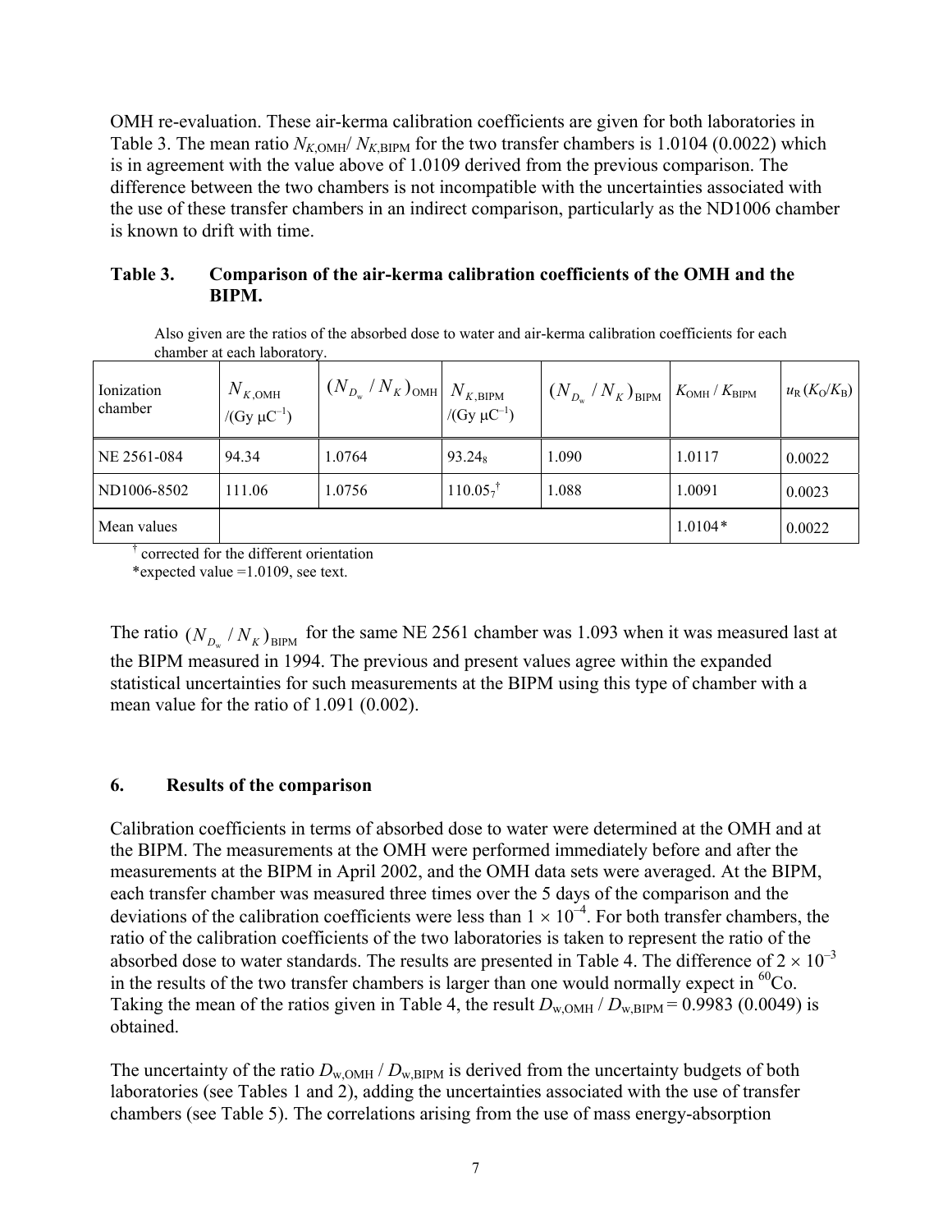OMH re-evaluation. These air-kerma calibration coefficients are given for both laboratories in Table 3. The mean ratio $N_{K,\text{OMH}}/ N_{K,\text{BIPM}}$ for the two transfer chambers is 1.0104 (0.0022) which is in agreement with the value above of 1.0109 derived from the previous comparison. The difference between the two chambers is not incompatible with the uncertainties associated with the use of these transfer chambers in an indirect comparison, particularly as the ND1006 chamber is known to drift with time.

**Table 3. Comparison of the air-kerma calibration coefficients of the OMH and the BIPM.**

Also given are the ratios of the absorbed dose to water and air-kerma calibration coefficients for each chamber at each laboratory.

| Ionization chamber | $N_{K,\text{OMH}}$ /(Gy μC$^{-1}$) | $(N_{D_w} / N_K)_{\text{OMH}}$ | $N_{K,\text{BIPM}}$ /(Gy μC$^{-1}$) | $(N_{D_w} / N_K)_{\text{BIPM}}$ | $K_{\text{OMH}} / K_{\text{BIPM}}$ | $u_R (K_O/K_B)$ |
|---|---|---|---|---|---|---|
| NE 2561-084 | 94.34 | 1.0764 | $93.24_8$ | 1.090 | 1.0117 | 0.0022 |
| ND1006-8502 | 111.06 | 1.0756 | $110.05_7$ † | 1.088 | 1.0091 | 0.0023 |
| Mean values | | | | | 1.0104* | 0.0022 |

† corrected for the different orientation

*expected value =1.0109, see text.

The ratio $(N_{D_w} / N_K)_{\text{BIPM}}$ for the same NE 2561 chamber was 1.093 when it was measured last at the BIPM measured in 1994. The previous and present values agree within the expanded statistical uncertainties for such measurements at the BIPM using this type of chamber with a mean value for the ratio of 1.091 (0.002).

## 6. Results of the comparison

Calibration coefficients in terms of absorbed dose to water were determined at the OMH and at the BIPM. The measurements at the OMH were performed immediately before and after the measurements at the BIPM in April 2002, and the OMH data sets were averaged. At the BIPM, each transfer chamber was measured three times over the 5 days of the comparison and the deviations of the calibration coefficients were less than $1 \times 10^{-4}$. For both transfer chambers, the ratio of the calibration coefficients of the two laboratories is taken to represent the ratio of the absorbed dose to water standards. The results are presented in Table 4. The difference of $2 \times 10^{-3}$ in the results of the two transfer chambers is larger than one would normally expect in $^{60}$Co. Taking the mean of the ratios given in Table 4, the result $D_{w,\text{OMH}} / D_{w,\text{BIPM}} = 0.9983$ (0.0049) is obtained.

The uncertainty of the ratio $D_{w,\text{OMH}} / D_{w,\text{BIPM}}$ is derived from the uncertainty budgets of both laboratories (see Tables 1 and 2), adding the uncertainties associated with the use of transfer chambers (see Table 5). The correlations arising from the use of mass energy-absorption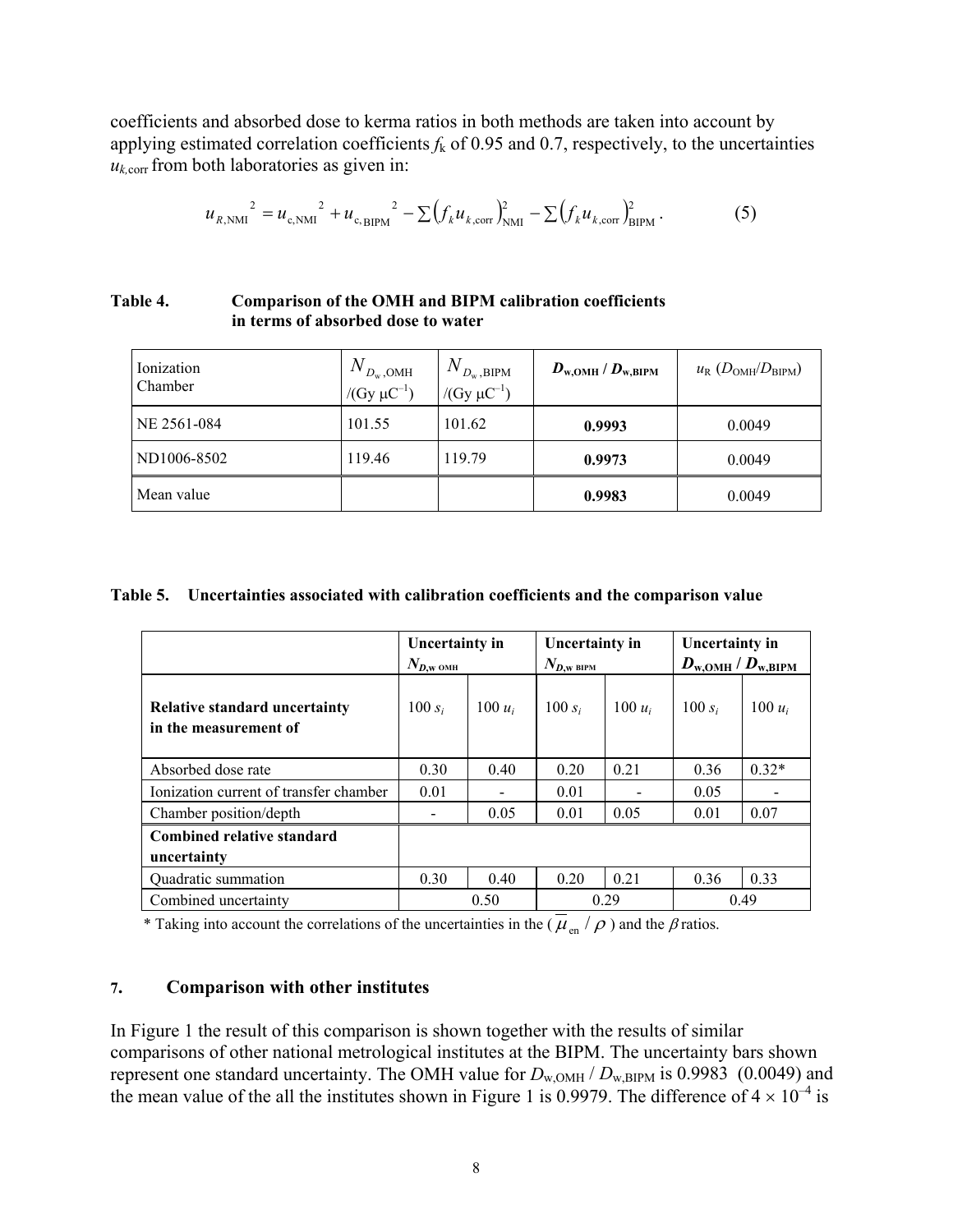coefficients and absorbed dose to kerma ratios in both methods are taken into account by applying estimated correlation coefficients $f_k$ of 0.95 and 0.7, respectively, to the uncertainties $u_{k,\mathrm{corr}}$ from both laboratories as given in:

$$u_{R,\mathrm{NMI}}{}^2 = u_{\mathrm{c,NMI}}{}^2 + u_{\mathrm{c,BIPM}}{}^2 - \sum \left(f_k u_{k,\mathrm{corr}}\right)^2_{\mathrm{NMI}} - \sum \left(f_k u_{k,\mathrm{corr}}\right)^2_{\mathrm{BIPM}} . \qquad (5)$$

**Table 4. Comparison of the OMH and BIPM calibration coefficients in terms of absorbed dose to water**

| Ionization Chamber | $N_{D_\mathrm{w},\mathrm{OMH}}$ /(Gy μC$^{-1}$) | $N_{D_\mathrm{w},\mathrm{BIPM}}$ /(Gy μC$^{-1}$) | $D_{\mathrm{w,OMH}}$ / $D_{\mathrm{w,BIPM}}$ | $u_\mathrm{R}$ ($D_\mathrm{OMH}/D_\mathrm{BIPM}$) |
|---|---|---|---|---|
| NE 2561-084 | 101.55 | 101.62 | **0.9993** | 0.0049 |
| ND1006-8502 | 119.46 | 119.79 | **0.9973** | 0.0049 |
| Mean value | | | **0.9983** | 0.0049 |

**Table 5. Uncertainties associated with calibration coefficients and the comparison value**

| | Uncertainty in $N_{D,\mathrm{w\ OMH}}$ | | Uncertainty in $N_{D,\mathrm{w\ BIPM}}$ | | Uncertainty in $D_{\mathrm{w,OMH}}$ / $D_{\mathrm{w,BIPM}}$ | |
|---|---|---|---|---|---|---|
| **Relative standard uncertainty in the measurement of** | 100 $s_i$ | 100 $u_i$ | 100 $s_i$ | 100 $u_i$ | 100 $s_i$ | 100 $u_i$ |
| Absorbed dose rate | 0.30 | 0.40 | 0.20 | 0.21 | 0.36 | 0.32* |
| Ionization current of transfer chamber | 0.01 | - | 0.01 | - | 0.05 | - |
| Chamber position/depth | - | 0.05 | 0.01 | 0.05 | 0.01 | 0.07 |
| **Combined relative standard uncertainty** | | | | | | |
| Quadratic summation | 0.30 | 0.40 | 0.20 | 0.21 | 0.36 | 0.33 |
| Combined uncertainty | 0.50 | | 0.29 | | 0.49 | |

\* Taking into account the correlations of the uncertainties in the ($\overline{\mu}_\mathrm{en} / \rho$) and the $\beta$ ratios.

## 7. Comparison with other institutes

In Figure 1 the result of this comparison is shown together with the results of similar comparisons of other national metrological institutes at the BIPM. The uncertainty bars shown represent one standard uncertainty. The OMH value for $D_{\mathrm{w,OMH}}$ / $D_{\mathrm{w,BIPM}}$ is 0.9983 (0.0049) and the mean value of the all the institutes shown in Figure 1 is 0.9979. The difference of $4 \times 10^{-4}$ is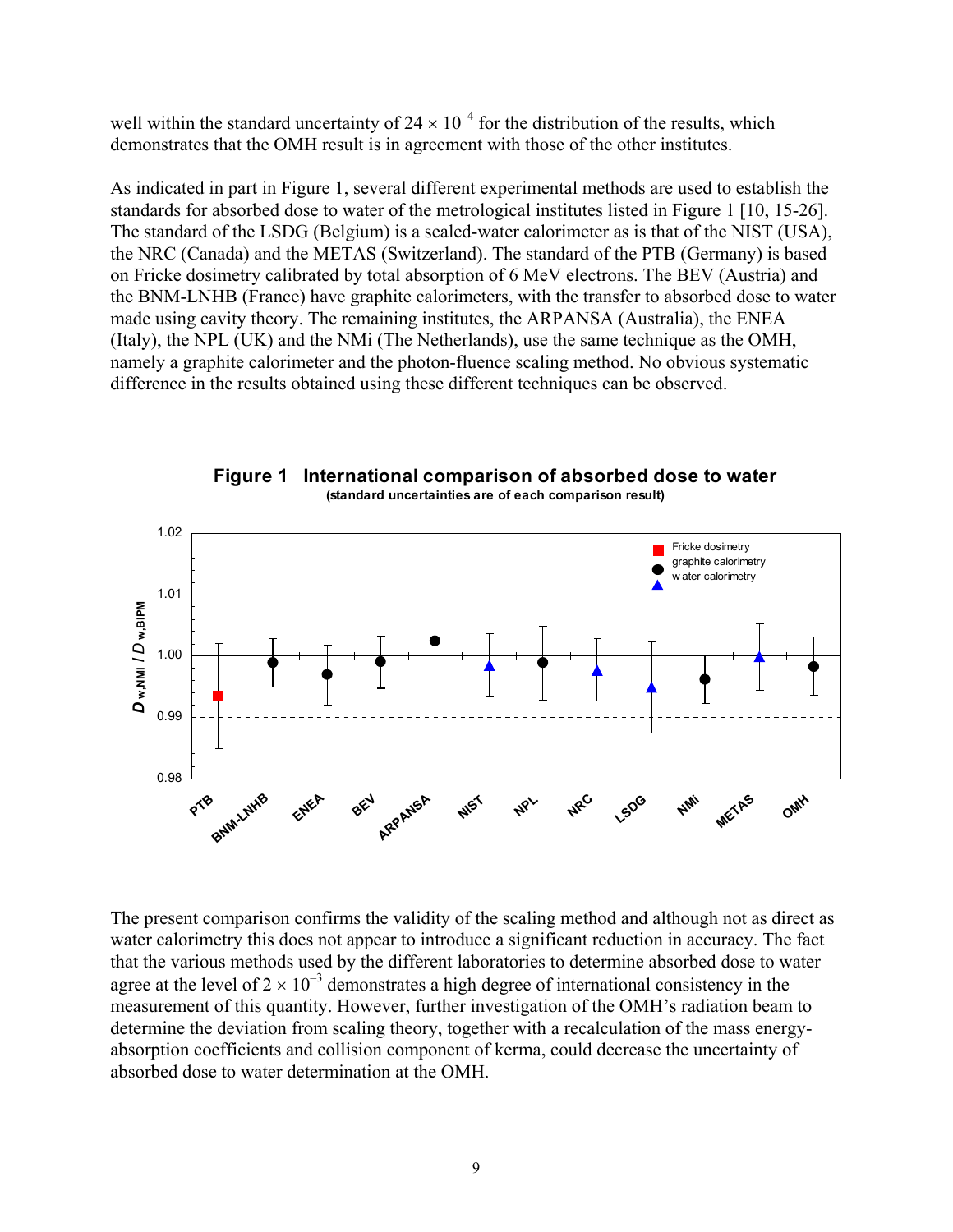well within the standard uncertainty of $24 \times 10^{-4}$ for the distribution of the results, which demonstrates that the OMH result is in agreement with those of the other institutes.

As indicated in part in Figure 1, several different experimental methods are used to establish the standards for absorbed dose to water of the metrological institutes listed in Figure 1 [10, 15-26]. The standard of the LSDG (Belgium) is a sealed-water calorimeter as is that of the NIST (USA), the NRC (Canada) and the METAS (Switzerland). The standard of the PTB (Germany) is based on Fricke dosimetry calibrated by total absorption of 6 MeV electrons. The BEV (Austria) and the BNM-LNHB (France) have graphite calorimeters, with the transfer to absorbed dose to water made using cavity theory. The remaining institutes, the ARPANSA (Australia), the ENEA (Italy), the NPL (UK) and the NMi (The Netherlands), use the same technique as the OMH, namely a graphite calorimeter and the photon-fluence scaling method. No obvious systematic difference in the results obtained using these different techniques can be observed.

**Figure 1 International comparison of absorbed dose to water**
**(standard uncertainties are of each comparison result)**

The present comparison confirms the validity of the scaling method and although not as direct as water calorimetry this does not appear to introduce a significant reduction in accuracy. The fact that the various methods used by the different laboratories to determine absorbed dose to water agree at the level of $2 \times 10^{-3}$ demonstrates a high degree of international consistency in the measurement of this quantity. However, further investigation of the OMH's radiation beam to determine the deviation from scaling theory, together with a recalculation of the mass energy-absorption coefficients and collision component of kerma, could decrease the uncertainty of absorbed dose to water determination at the OMH.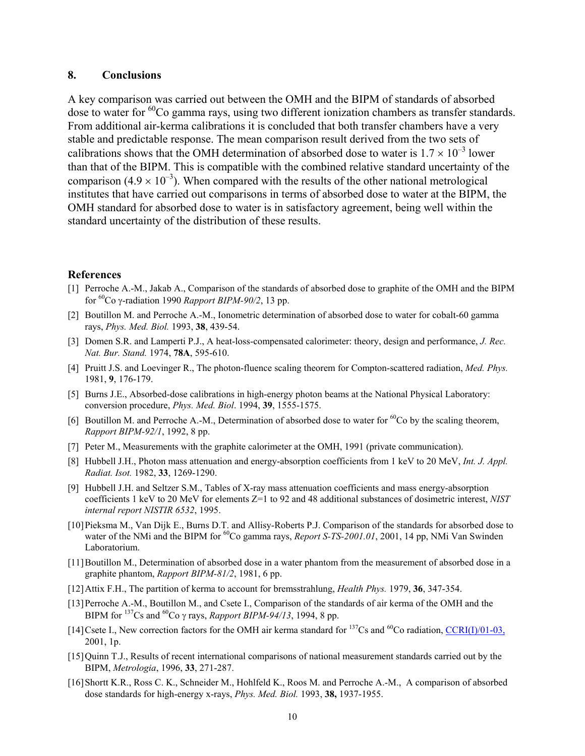## 8. Conclusions

A key comparison was carried out between the OMH and the BIPM of standards of absorbed dose to water for $^{60}$Co gamma rays, using two different ionization chambers as transfer standards. From additional air-kerma calibrations it is concluded that both transfer chambers have a very stable and predictable response. The mean comparison result derived from the two sets of calibrations shows that the OMH determination of absorbed dose to water is $1.7 \times 10^{-3}$ lower than that of the BIPM. This is compatible with the combined relative standard uncertainty of the comparison ($4.9 \times 10^{-3}$). When compared with the results of the other national metrological institutes that have carried out comparisons in terms of absorbed dose to water at the BIPM, the OMH standard for absorbed dose to water is in satisfactory agreement, being well within the standard uncertainty of the distribution of these results.

## References

[1] Perroche A.-M., Jakab A., Comparison of the standards of absorbed dose to graphite of the OMH and the BIPM for $^{60}$Co γ-radiation 1990 *Rapport BIPM-90/2*, 13 pp.

[2] Boutillon M. and Perroche A.-M., Ionometric determination of absorbed dose to water for cobalt-60 gamma rays, *Phys. Med. Biol.* 1993, **38**, 439-54.

[3] Domen S.R. and Lamperti P.J., A heat-loss-compensated calorimeter: theory, design and performance, *J. Rec. Nat. Bur. Stand.* 1974, **78A**, 595-610.

[4] Pruitt J.S. and Loevinger R., The photon-fluence scaling theorem for Compton-scattered radiation, *Med. Phys.* 1981, **9**, 176-179.

[5] Burns J.E., Absorbed-dose calibrations in high-energy photon beams at the National Physical Laboratory: conversion procedure, *Phys. Med. Biol*. 1994, **39**, 1555-1575.

[6] Boutillon M. and Perroche A.-M., Determination of absorbed dose to water for $^{60}$Co by the scaling theorem, *Rapport BIPM-92/1*, 1992, 8 pp.

[7] Peter M., Measurements with the graphite calorimeter at the OMH, 1991 (private communication).

[8] Hubbell J.H., Photon mass attenuation and energy-absorption coefficients from 1 keV to 20 MeV, *Int. J. Appl. Radiat. Isot.* 1982, **33**, 1269-1290.

[9] Hubbell J.H. and Seltzer S.M., Tables of X-ray mass attenuation coefficients and mass energy-absorption coefficients 1 keV to 20 MeV for elements Z=1 to 92 and 48 additional substances of dosimetric interest, *NIST internal report NISTIR 6532*, 1995.

[10] Pieksma M., Van Dijk E., Burns D.T. and Allisy-Roberts P.J. Comparison of the standards for absorbed dose to water of the NMi and the BIPM for $^{60}$Co gamma rays, *Report S-TS-2001.01*, 2001, 14 pp, NMi Van Swinden Laboratorium.

[11] Boutillon M., Determination of absorbed dose in a water phantom from the measurement of absorbed dose in a graphite phantom, *Rapport BIPM-81/2*, 1981, 6 pp.

[12] Attix F.H., The partition of kerma to account for bremsstrahlung, *Health Phys.* 1979, **36**, 347-354.

[13] Perroche A.-M., Boutillon M., and Csete I., Comparison of the standards of air kerma of the OMH and the BIPM for $^{137}$Cs and $^{60}$Co γ rays, *Rapport BIPM-94/13*, 1994, 8 pp.

[14] Csete I., New correction factors for the OMH air kerma standard for $^{137}$Cs and $^{60}$Co radiation, CCRI(I)/01-03, 2001, 1p.

[15] Quinn T.J., Results of recent international comparisons of national measurement standards carried out by the BIPM, *Metrologia*, 1996, **33**, 271-287.

[16] Shortt K.R., Ross C. K., Schneider M., Hohlfeld K., Roos M. and Perroche A.-M., A comparison of absorbed dose standards for high-energy x-rays, *Phys. Med. Biol.* 1993, **38,** 1937-1955.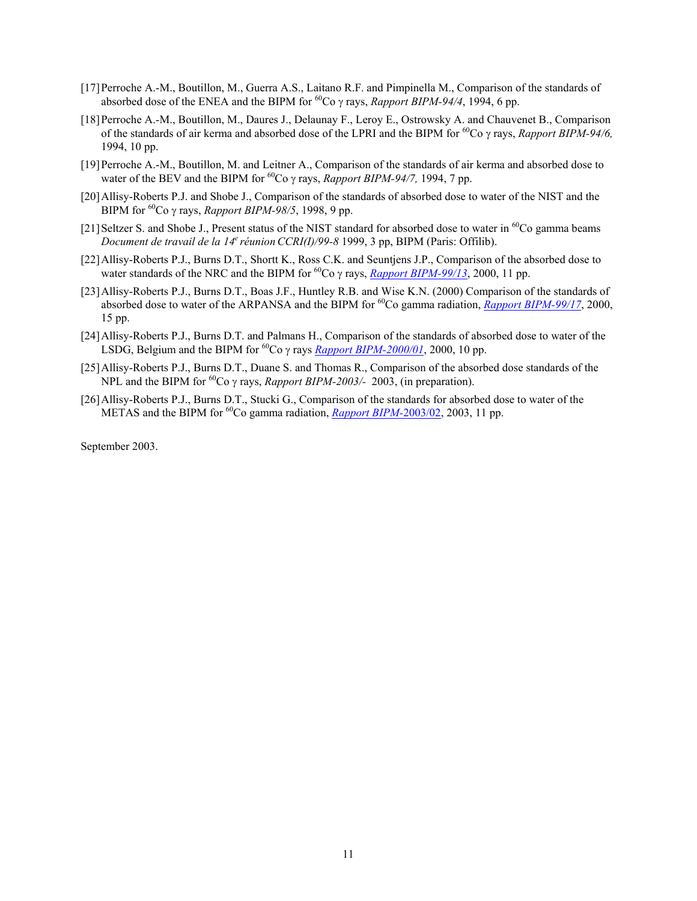[17] Perroche A.-M., Boutillon, M., Guerra A.S., Laitano R.F. and Pimpinella M., Comparison of the standards of absorbed dose of the ENEA and the BIPM for $^{60}$Co γ rays, *Rapport BIPM-94/4*, 1994, 6 pp.

[18] Perroche A.-M., Boutillon, M., Daures J., Delaunay F., Leroy E., Ostrowsky A. and Chauvenet B., Comparison of the standards of air kerma and absorbed dose of the LPRI and the BIPM for $^{60}$Co γ rays, *Rapport BIPM-94/6,* 1994, 10 pp.

[19] Perroche A.-M., Boutillon, M. and Leitner A., Comparison of the standards of air kerma and absorbed dose to water of the BEV and the BIPM for $^{60}$Co γ rays, *Rapport BIPM-94/7,* 1994, 7 pp.

[20] Allisy-Roberts P.J. and Shobe J., Comparison of the standards of absorbed dose to water of the NIST and the BIPM for $^{60}$Co γ rays, *Rapport BIPM-98/5*, 1998, 9 pp.

[21] Seltzer S. and Shobe J., Present status of the NIST standard for absorbed dose to water in $^{60}$Co gamma beams *Document de travail de la 14$^{e}$ réunion CCRI(I)/99-8* 1999, 3 pp, BIPM (Paris: Offilib).

[22] Allisy-Roberts P.J., Burns D.T., Shortt K., Ross C.K. and Seuntjens J.P., Comparison of the absorbed dose to water standards of the NRC and the BIPM for $^{60}$Co γ rays, *Rapport BIPM-99/13*, 2000, 11 pp.

[23] Allisy-Roberts P.J., Burns D.T., Boas J.F., Huntley R.B. and Wise K.N. (2000) Comparison of the standards of absorbed dose to water of the ARPANSA and the BIPM for $^{60}$Co gamma radiation, *Rapport BIPM-99/17*, 2000, 15 pp.

[24] Allisy-Roberts P.J., Burns D.T. and Palmans H., Comparison of the standards of absorbed dose to water of the LSDG, Belgium and the BIPM for $^{60}$Co γ rays *Rapport BIPM-2000/01*, 2000, 10 pp.

[25] Allisy-Roberts P.J., Burns D.T., Duane S. and Thomas R., Comparison of the absorbed dose standards of the NPL and the BIPM for $^{60}$Co γ rays, *Rapport BIPM-2003/-* 2003, (in preparation).

[26] Allisy-Roberts P.J., Burns D.T., Stucki G., Comparison of the standards for absorbed dose to water of the METAS and the BIPM for $^{60}$Co gamma radiation, *Rapport BIPM-*2003/02, 2003, 11 pp.

September 2003.